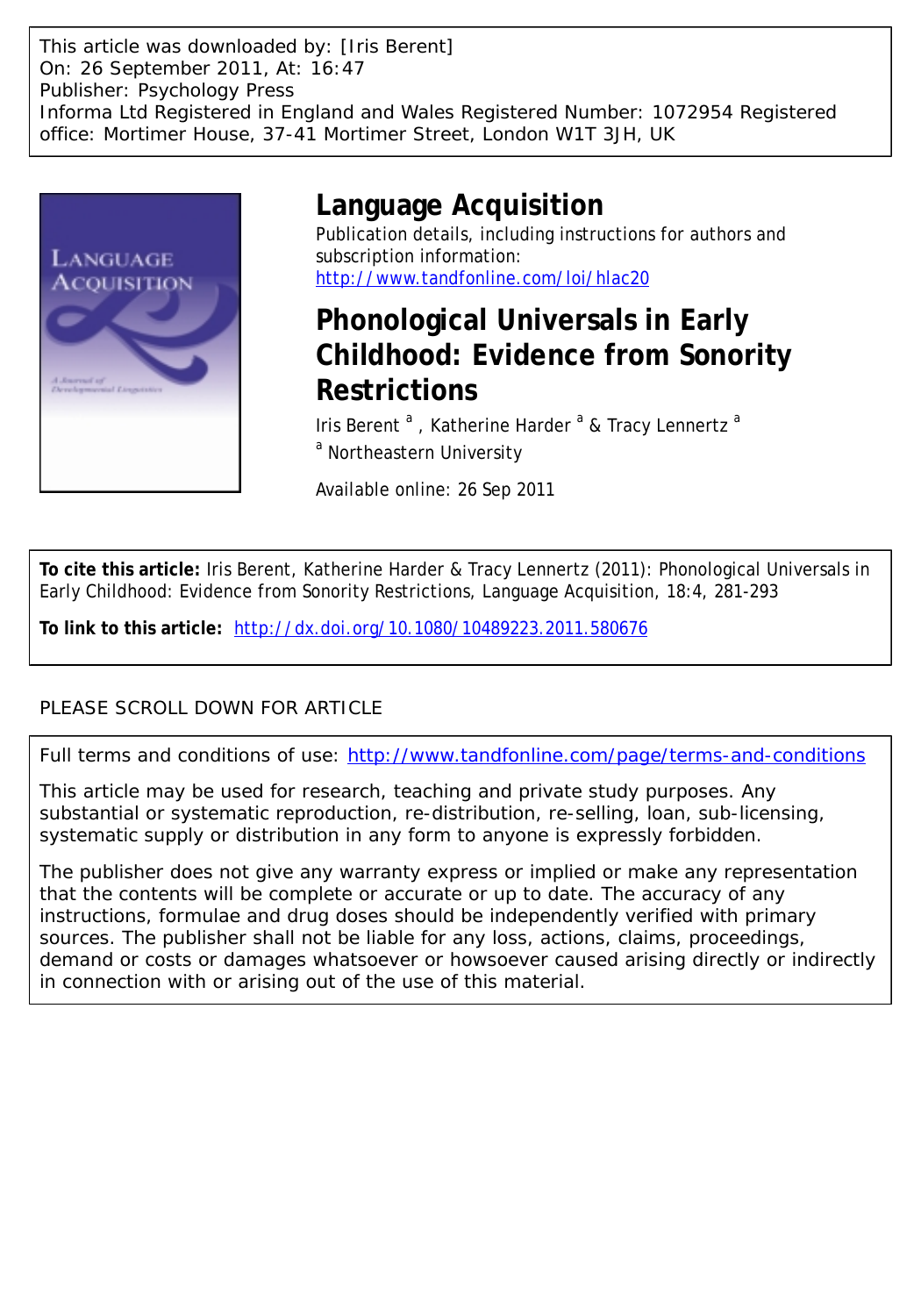This article was downloaded by: [Iris Berent]
On: 26 September 2011, At: 16:47
Publisher: Psychology Press
Informa Ltd Registered in England and Wales Registered Number: 1072954 Registered office: Mortimer House, 37-41 Mortimer Street, London W1T 3JH, UK

# Language Acquisition

Publication details, including instructions for authors and subscription information:
http://www.tandfonline.com/loi/hlac20

## Phonological Universals in Early Childhood: Evidence from Sonority Restrictions

Iris Berent [a] , Katherine Harder [a] & Tracy Lennertz [a]

[a] Northeastern University

Available online: 26 Sep 2011

**To cite this article:** Iris Berent, Katherine Harder & Tracy Lennertz (2011): Phonological Universals in Early Childhood: Evidence from Sonority Restrictions, Language Acquisition, 18:4, 281-293

**To link to this article:** http://dx.doi.org/10.1080/10489223.2011.580676

PLEASE SCROLL DOWN FOR ARTICLE

Full terms and conditions of use: http://www.tandfonline.com/page/terms-and-conditions

This article may be used for research, teaching and private study purposes. Any substantial or systematic reproduction, re-distribution, re-selling, loan, sub-licensing, systematic supply or distribution in any form to anyone is expressly forbidden.

The publisher does not give any warranty express or implied or make any representation that the contents will be complete or accurate or up to date. The accuracy of any instructions, formulae and drug doses should be independently verified with primary sources. The publisher shall not be liable for any loss, actions, claims, proceedings, demand or costs or damages whatsoever or howsoever caused arising directly or indirectly in connection with or arising out of the use of this material.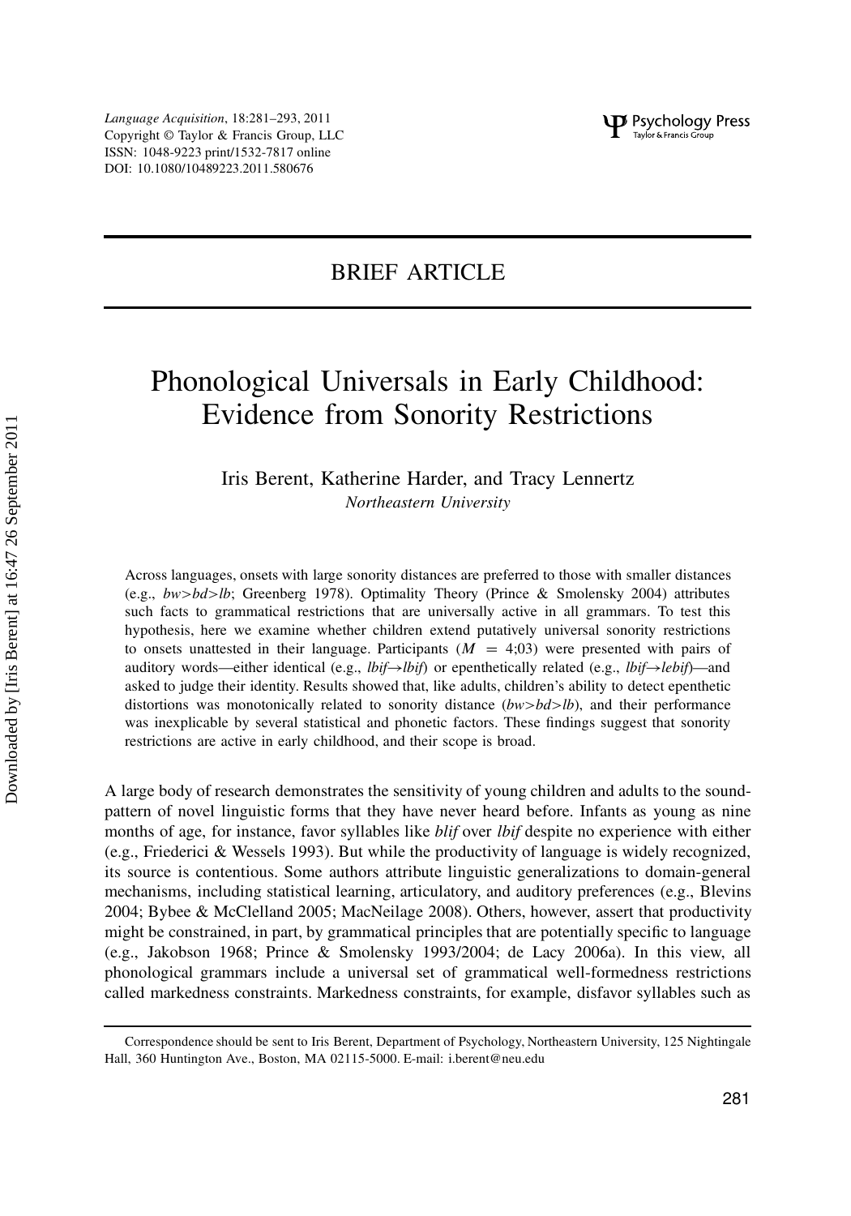Language Acquisition, 18:281–293, 2011
Copyright © Taylor & Francis Group, LLC
ISSN: 1048-9223 print/1532-7817 online
DOI: 10.1080/10489223.2011.580676

## BRIEF ARTICLE

# Phonological Universals in Early Childhood: Evidence from Sonority Restrictions

Iris Berent, Katherine Harder, and Tracy Lennertz
*Northeastern University*

Across languages, onsets with large sonority distances are preferred to those with smaller distances (e.g., *bw>bd>lb*; Greenberg 1978). Optimality Theory (Prince & Smolensky 2004) attributes such facts to grammatical restrictions that are universally active in all grammars. To test this hypothesis, here we examine whether children extend putatively universal sonority restrictions to onsets unattested in their language. Participants ($M$ = 4;03) were presented with pairs of auditory words—either identical (e.g., *lbif→lbif*) or epenthetically related (e.g., *lbif→lebif*)—and asked to judge their identity. Results showed that, like adults, children's ability to detect epenthetic distortions was monotonically related to sonority distance (*bw>bd>lb*), and their performance was inexplicable by several statistical and phonetic factors. These findings suggest that sonority restrictions are active in early childhood, and their scope is broad.

A large body of research demonstrates the sensitivity of young children and adults to the sound-pattern of novel linguistic forms that they have never heard before. Infants as young as nine months of age, for instance, favor syllables like *blif* over *lbif* despite no experience with either (e.g., Friederici & Wessels 1993). But while the productivity of language is widely recognized, its source is contentious. Some authors attribute linguistic generalizations to domain-general mechanisms, including statistical learning, articulatory, and auditory preferences (e.g., Blevins 2004; Bybee & McClelland 2005; MacNeilage 2008). Others, however, assert that productivity might be constrained, in part, by grammatical principles that are potentially specific to language (e.g., Jakobson 1968; Prince & Smolensky 1993/2004; de Lacy 2006a). In this view, all phonological grammars include a universal set of grammatical well-formedness restrictions called markedness constraints. Markedness constraints, for example, disfavor syllables such as

Correspondence should be sent to Iris Berent, Department of Psychology, Northeastern University, 125 Nightingale Hall, 360 Huntington Ave., Boston, MA 02115-5000. E-mail: i.berent@neu.edu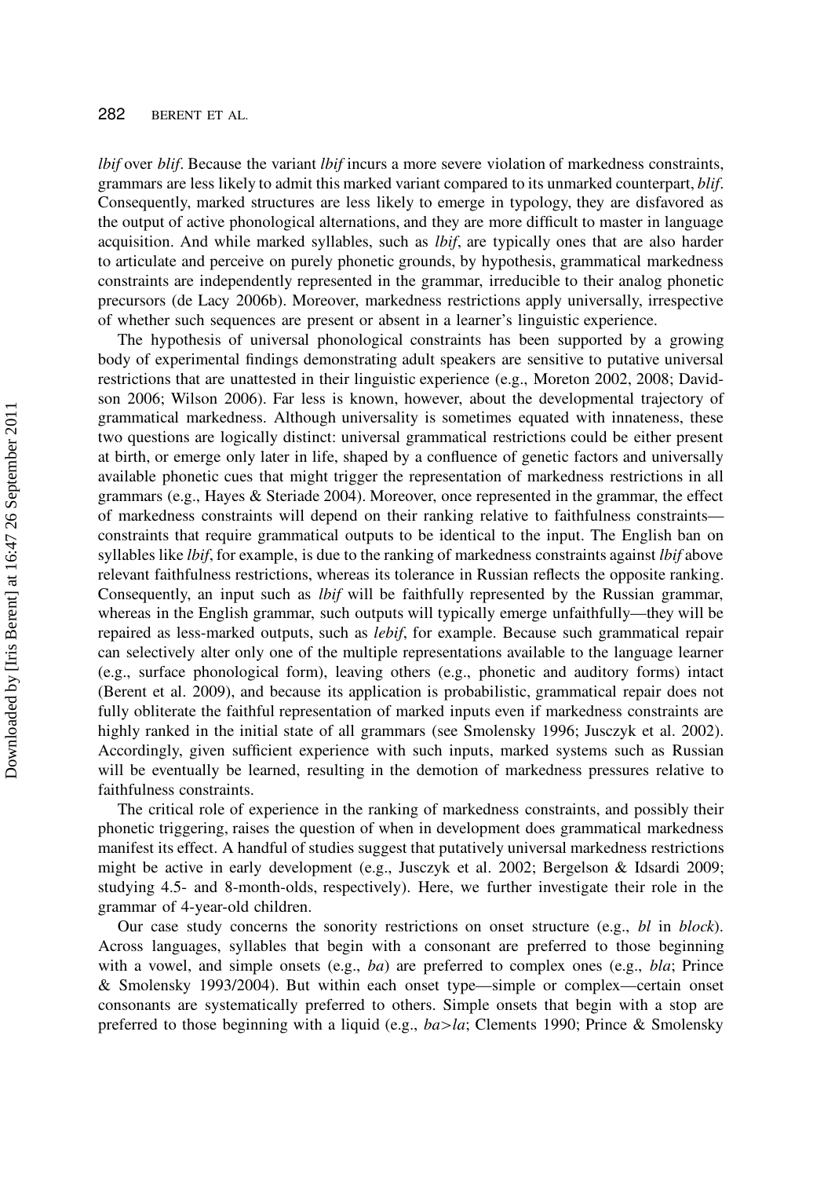*lbif* over *blif*. Because the variant *lbif* incurs a more severe violation of markedness constraints, grammars are less likely to admit this marked variant compared to its unmarked counterpart, *blif*. Consequently, marked structures are less likely to emerge in typology, they are disfavored as the output of active phonological alternations, and they are more difficult to master in language acquisition. And while marked syllables, such as *lbif*, are typically ones that are also harder to articulate and perceive on purely phonetic grounds, by hypothesis, grammatical markedness constraints are independently represented in the grammar, irreducible to their analog phonetic precursors (de Lacy 2006b). Moreover, markedness restrictions apply universally, irrespective of whether such sequences are present or absent in a learner's linguistic experience.

The hypothesis of universal phonological constraints has been supported by a growing body of experimental findings demonstrating adult speakers are sensitive to putative universal restrictions that are unattested in their linguistic experience (e.g., Moreton 2002, 2008; Davidson 2006; Wilson 2006). Far less is known, however, about the developmental trajectory of grammatical markedness. Although universality is sometimes equated with innateness, these two questions are logically distinct: universal grammatical restrictions could be either present at birth, or emerge only later in life, shaped by a confluence of genetic factors and universally available phonetic cues that might trigger the representation of markedness restrictions in all grammars (e.g., Hayes & Steriade 2004). Moreover, once represented in the grammar, the effect of markedness constraints will depend on their ranking relative to faithfulness constraints—constraints that require grammatical outputs to be identical to the input. The English ban on syllables like *lbif*, for example, is due to the ranking of markedness constraints against *lbif* above relevant faithfulness restrictions, whereas its tolerance in Russian reflects the opposite ranking. Consequently, an input such as *lbif* will be faithfully represented by the Russian grammar, whereas in the English grammar, such outputs will typically emerge unfaithfully—they will be repaired as less-marked outputs, such as *lebif*, for example. Because such grammatical repair can selectively alter only one of the multiple representations available to the language learner (e.g., surface phonological form), leaving others (e.g., phonetic and auditory forms) intact (Berent et al. 2009), and because its application is probabilistic, grammatical repair does not fully obliterate the faithful representation of marked inputs even if markedness constraints are highly ranked in the initial state of all grammars (see Smolensky 1996; Jusczyk et al. 2002). Accordingly, given sufficient experience with such inputs, marked systems such as Russian will be eventually be learned, resulting in the demotion of markedness pressures relative to faithfulness constraints.

The critical role of experience in the ranking of markedness constraints, and possibly their phonetic triggering, raises the question of when in development does grammatical markedness manifest its effect. A handful of studies suggest that putatively universal markedness restrictions might be active in early development (e.g., Jusczyk et al. 2002; Bergelson & Idsardi 2009; studying 4.5- and 8-month-olds, respectively). Here, we further investigate their role in the grammar of 4-year-old children.

Our case study concerns the sonority restrictions on onset structure (e.g., *bl* in *block*). Across languages, syllables that begin with a consonant are preferred to those beginning with a vowel, and simple onsets (e.g., *ba*) are preferred to complex ones (e.g., *bla*; Prince & Smolensky 1993/2004). But within each onset type—simple or complex—certain onset consonants are systematically preferred to others. Simple onsets that begin with a stop are preferred to those beginning with a liquid (e.g., *ba*>*la*; Clements 1990; Prince & Smolensky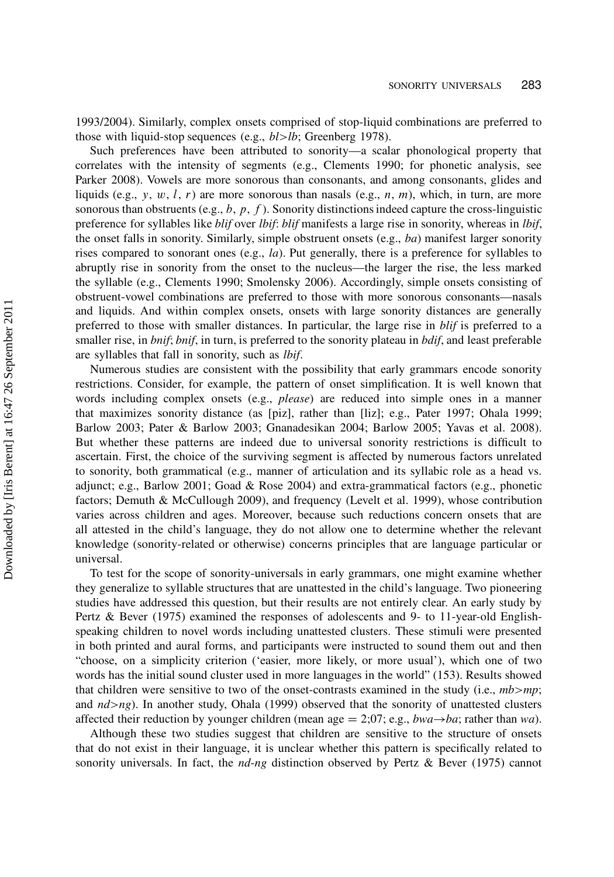1993/2004). Similarly, complex onsets comprised of stop-liquid combinations are preferred to those with liquid-stop sequences (e.g., *bl>lb*; Greenberg 1978).

Such preferences have been attributed to sonority—a scalar phonological property that correlates with the intensity of segments (e.g., Clements 1990; for phonetic analysis, see Parker 2008). Vowels are more sonorous than consonants, and among consonants, glides and liquids (e.g., *y*, *w*, *l*, *r*) are more sonorous than nasals (e.g., *n*, *m*), which, in turn, are more sonorous than obstruents (e.g., *b*, *p*, *f* ). Sonority distinctions indeed capture the cross-linguistic preference for syllables like *blif* over *lbif*: *blif* manifests a large rise in sonority, whereas in *lbif*, the onset falls in sonority. Similarly, simple obstruent onsets (e.g., *ba*) manifest larger sonority rises compared to sonorant ones (e.g., *la*). Put generally, there is a preference for syllables to abruptly rise in sonority from the onset to the nucleus—the larger the rise, the less marked the syllable (e.g., Clements 1990; Smolensky 2006). Accordingly, simple onsets consisting of obstruent-vowel combinations are preferred to those with more sonorous consonants—nasals and liquids. And within complex onsets, onsets with large sonority distances are generally preferred to those with smaller distances. In particular, the large rise in *blif* is preferred to a smaller rise, in *bnif*; *bnif*, in turn, is preferred to the sonority plateau in *bdif*, and least preferable are syllables that fall in sonority, such as *lbif*.

Numerous studies are consistent with the possibility that early grammars encode sonority restrictions. Consider, for example, the pattern of onset simplification. It is well known that words including complex onsets (e.g., *please*) are reduced into simple ones in a manner that maximizes sonority distance (as [piz], rather than [liz]; e.g., Pater 1997; Ohala 1999; Barlow 2003; Pater & Barlow 2003; Gnanadesikan 2004; Barlow 2005; Yavas et al. 2008). But whether these patterns are indeed due to universal sonority restrictions is difficult to ascertain. First, the choice of the surviving segment is affected by numerous factors unrelated to sonority, both grammatical (e.g., manner of articulation and its syllabic role as a head vs. adjunct; e.g., Barlow 2001; Goad & Rose 2004) and extra-grammatical factors (e.g., phonetic factors; Demuth & McCullough 2009), and frequency (Levelt et al. 1999), whose contribution varies across children and ages. Moreover, because such reductions concern onsets that are all attested in the child's language, they do not allow one to determine whether the relevant knowledge (sonority-related or otherwise) concerns principles that are language particular or universal.

To test for the scope of sonority-universals in early grammars, one might examine whether they generalize to syllable structures that are unattested in the child's language. Two pioneering studies have addressed this question, but their results are not entirely clear. An early study by Pertz & Bever (1975) examined the responses of adolescents and 9- to 11-year-old English-speaking children to novel words including unattested clusters. These stimuli were presented in both printed and aural forms, and participants were instructed to sound them out and then "choose, on a simplicity criterion ('easier, more likely, or more usual'), which one of two words has the initial sound cluster used in more languages in the world" (153). Results showed that children were sensitive to two of the onset-contrasts examined in the study (i.e., *mb>mp*; and *nd>ng*). In another study, Ohala (1999) observed that the sonority of unattested clusters affected their reduction by younger children (mean age = 2;07; e.g., *bwa*→*ba*; rather than *wa*).

Although these two studies suggest that children are sensitive to the structure of onsets that do not exist in their language, it is unclear whether this pattern is specifically related to sonority universals. In fact, the *nd-ng* distinction observed by Pertz & Bever (1975) cannot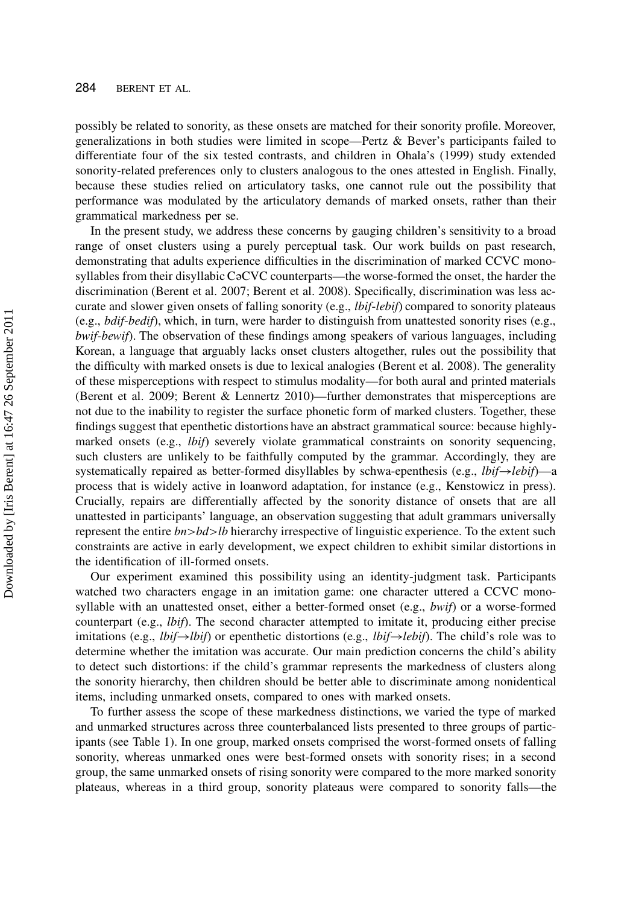possibly be related to sonority, as these onsets are matched for their sonority profile. Moreover, generalizations in both studies were limited in scope—Pertz & Bever's participants failed to differentiate four of the six tested contrasts, and children in Ohala's (1999) study extended sonority-related preferences only to clusters analogous to the ones attested in English. Finally, because these studies relied on articulatory tasks, one cannot rule out the possibility that performance was modulated by the articulatory demands of marked onsets, rather than their grammatical markedness per se.

In the present study, we address these concerns by gauging children's sensitivity to a broad range of onset clusters using a purely perceptual task. Our work builds on past research, demonstrating that adults experience difficulties in the discrimination of marked CCVC monosyllables from their disyllabic CəCVC counterparts—the worse-formed the onset, the harder the discrimination (Berent et al. 2007; Berent et al. 2008). Specifically, discrimination was less accurate and slower given onsets of falling sonority (e.g., *lbif-lebif*) compared to sonority plateaus (e.g., *bdif-bedif*), which, in turn, were harder to distinguish from unattested sonority rises (e.g., *bwif-bewif*). The observation of these findings among speakers of various languages, including Korean, a language that arguably lacks onset clusters altogether, rules out the possibility that the difficulty with marked onsets is due to lexical analogies (Berent et al. 2008). The generality of these misperceptions with respect to stimulus modality—for both aural and printed materials (Berent et al. 2009; Berent & Lennertz 2010)—further demonstrates that misperceptions are not due to the inability to register the surface phonetic form of marked clusters. Together, these findings suggest that epenthetic distortions have an abstract grammatical source: because highly-marked onsets (e.g., *lbif*) severely violate grammatical constraints on sonority sequencing, such clusters are unlikely to be faithfully computed by the grammar. Accordingly, they are systematically repaired as better-formed disyllables by schwa-epenthesis (e.g., *lbif*→*lebif*)—a process that is widely active in loanword adaptation, for instance (e.g., Kenstowicz in press). Crucially, repairs are differentially affected by the sonority distance of onsets that are all unattested in participants' language, an observation suggesting that adult grammars universally represent the entire *bn*>*bd*>*lb* hierarchy irrespective of linguistic experience. To the extent such constraints are active in early development, we expect children to exhibit similar distortions in the identification of ill-formed onsets.

Our experiment examined this possibility using an identity-judgment task. Participants watched two characters engage in an imitation game: one character uttered a CCVC monosyllable with an unattested onset, either a better-formed onset (e.g., *bwif*) or a worse-formed counterpart (e.g., *lbif*). The second character attempted to imitate it, producing either precise imitations (e.g., *lbif*→*lbif*) or epenthetic distortions (e.g., *lbif*→*lebif*). The child's role was to determine whether the imitation was accurate. Our main prediction concerns the child's ability to detect such distortions: if the child's grammar represents the markedness of clusters along the sonority hierarchy, then children should be better able to discriminate among nonidentical items, including unmarked onsets, compared to ones with marked onsets.

To further assess the scope of these markedness distinctions, we varied the type of marked and unmarked structures across three counterbalanced lists presented to three groups of participants (see Table 1). In one group, marked onsets comprised the worst-formed onsets of falling sonority, whereas unmarked ones were best-formed onsets with sonority rises; in a second group, the same unmarked onsets of rising sonority were compared to the more marked sonority plateaus, whereas in a third group, sonority plateaus were compared to sonority falls—the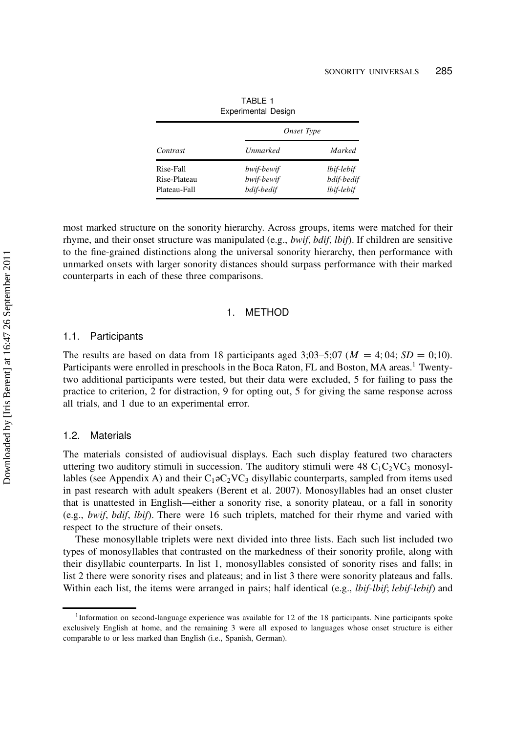TABLE 1
Experimental Design

| Contrast | Onset Type | |
|---|---|---|
| | *Unmarked* | *Marked* |
| Rise-Fall | *bwif-bewif* | *lbif-lebif* |
| Rise-Plateau | *bwif-bewif* | *bdif-bedif* |
| Plateau-Fall | *bdif-bedif* | *lbif-lebif* |

most marked structure on the sonority hierarchy. Across groups, items were matched for their rhyme, and their onset structure was manipulated (e.g., *bwif*, *bdif*, *lbif*). If children are sensitive to the fine-grained distinctions along the universal sonority hierarchy, then performance with unmarked onsets with larger sonority distances should surpass performance with their marked counterparts in each of these three comparisons.

## 1. METHOD

### 1.1. Participants

The results are based on data from 18 participants aged 3;03–5;07 ($M$ = 4; 04; $SD$ = 0;10). Participants were enrolled in preschools in the Boca Raton, FL and Boston, MA areas.[1] Twenty-two additional participants were tested, but their data were excluded, 5 for failing to pass the practice to criterion, 2 for distraction, 9 for opting out, 5 for giving the same response across all trials, and 1 due to an experimental error.

### 1.2. Materials

The materials consisted of audiovisual displays. Each such display featured two characters uttering two auditory stimuli in succession. The auditory stimuli were 48 $C_1C_2VC_3$ monosyllables (see Appendix A) and their $C_1əC_2VC_3$ disyllabic counterparts, sampled from items used in past research with adult speakers (Berent et al. 2007). Monosyllables had an onset cluster that is unattested in English—either a sonority rise, a sonority plateau, or a fall in sonority (e.g., *bwif*, *bdif*, *lbif*). There were 16 such triplets, matched for their rhyme and varied with respect to the structure of their onsets.

These monosyllable triplets were next divided into three lists. Each such list included two types of monosyllables that contrasted on the markedness of their sonority profile, along with their disyllabic counterparts. In list 1, monosyllables consisted of sonority rises and falls; in list 2 there were sonority rises and plateaus; and in list 3 there were sonority plateaus and falls. Within each list, the items were arranged in pairs; half identical (e.g., *lbif-lbif*; *lebif-lebif*) and

[1]Information on second-language experience was available for 12 of the 18 participants. Nine participants spoke exclusively English at home, and the remaining 3 were all exposed to languages whose onset structure is either comparable to or less marked than English (i.e., Spanish, German).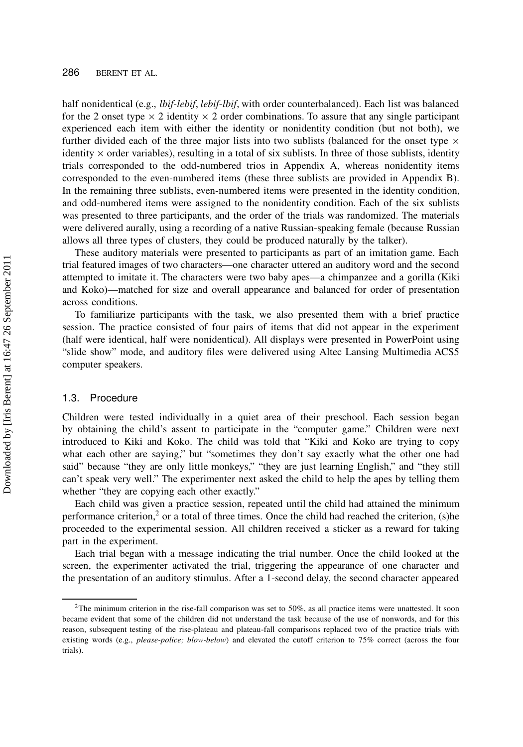half nonidentical (e.g., *lbif-lebif*, *lebif-lbif*, with order counterbalanced). Each list was balanced for the 2 onset type $\times$ 2 identity $\times$ 2 order combinations. To assure that any single participant experienced each item with either the identity or nonidentity condition (but not both), we further divided each of the three major lists into two sublists (balanced for the onset type $\times$ identity $\times$ order variables), resulting in a total of six sublists. In three of those sublists, identity trials corresponded to the odd-numbered trios in Appendix A, whereas nonidentity items corresponded to the even-numbered items (these three sublists are provided in Appendix B). In the remaining three sublists, even-numbered items were presented in the identity condition, and odd-numbered items were assigned to the nonidentity condition. Each of the six sublists was presented to three participants, and the order of the trials was randomized. The materials were delivered aurally, using a recording of a native Russian-speaking female (because Russian allows all three types of clusters, they could be produced naturally by the talker).

These auditory materials were presented to participants as part of an imitation game. Each trial featured images of two characters—one character uttered an auditory word and the second attempted to imitate it. The characters were two baby apes—a chimpanzee and a gorilla (Kiki and Koko)—matched for size and overall appearance and balanced for order of presentation across conditions.

To familiarize participants with the task, we also presented them with a brief practice session. The practice consisted of four pairs of items that did not appear in the experiment (half were identical, half were nonidentical). All displays were presented in PowerPoint using "slide show" mode, and auditory files were delivered using Altec Lansing Multimedia ACS5 computer speakers.

### 1.3. Procedure

Children were tested individually in a quiet area of their preschool. Each session began by obtaining the child's assent to participate in the "computer game." Children were next introduced to Kiki and Koko. The child was told that "Kiki and Koko are trying to copy what each other are saying," but "sometimes they don't say exactly what the other one had said" because "they are only little monkeys," "they are just learning English," and "they still can't speak very well." The experimenter next asked the child to help the apes by telling them whether "they are copying each other exactly."

Each child was given a practice session, repeated until the child had attained the minimum performance criterion,[2] or a total of three times. Once the child had reached the criterion, (s)he proceeded to the experimental session. All children received a sticker as a reward for taking part in the experiment.

Each trial began with a message indicating the trial number. Once the child looked at the screen, the experimenter activated the trial, triggering the appearance of one character and the presentation of an auditory stimulus. After a 1-second delay, the second character appeared

[2] The minimum criterion in the rise-fall comparison was set to 50%, as all practice items were unattested. It soon became evident that some of the children did not understand the task because of the use of nonwords, and for this reason, subsequent testing of the rise-plateau and plateau-fall comparisons replaced two of the practice trials with existing words (e.g., *please-police; blow-below*) and elevated the cutoff criterion to 75% correct (across the four trials).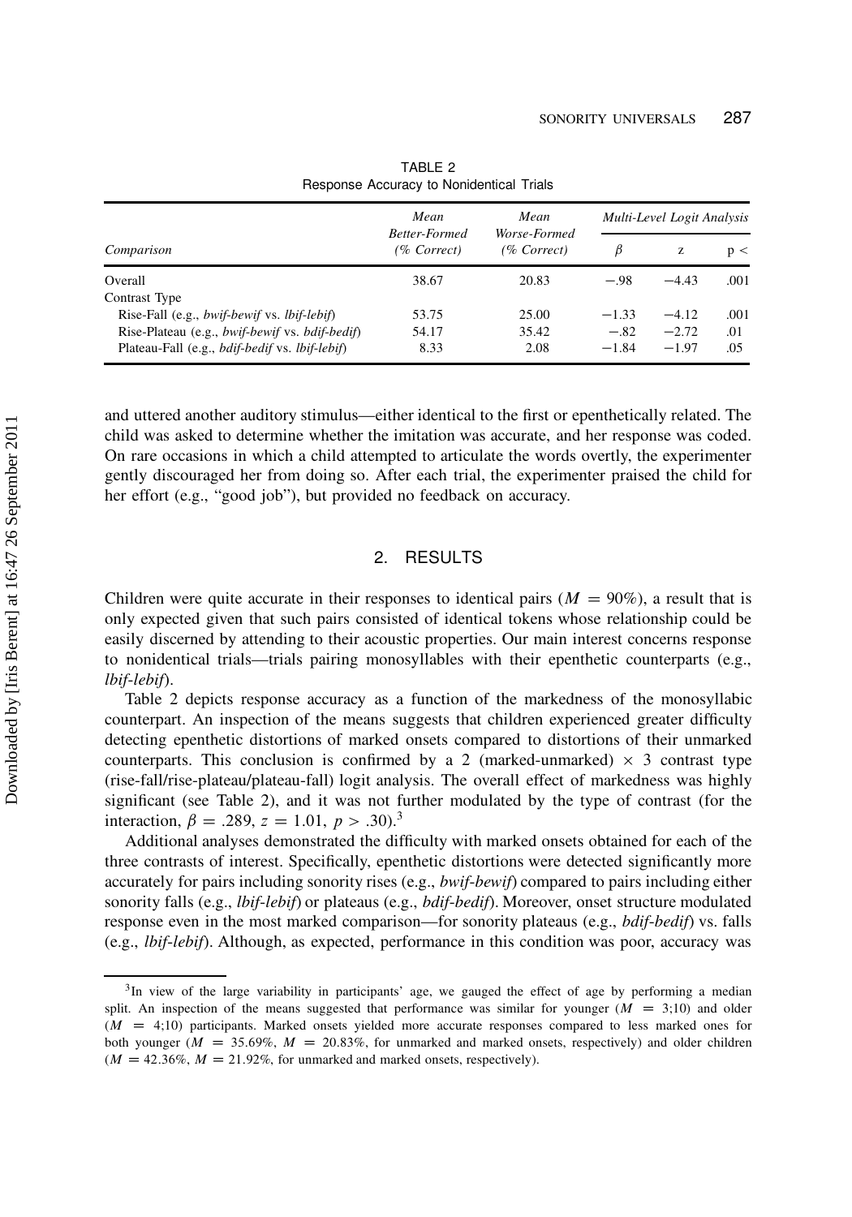TABLE 2
Response Accuracy to Nonidentical Trials

| Comparison | Mean Better-Formed (% Correct) | Mean Worse-Formed (% Correct) | Multi-Level Logit Analysis | | |
|---|---|---|---|---|---|
| | | | $\beta$ | z | p < |
| Overall | 38.67 | 20.83 | −.98 | −4.43 | .001 |
| Contrast Type | | | | | |
| Rise-Fall (e.g., *bwif-bewif* vs. *lbif-lebif*) | 53.75 | 25.00 | −1.33 | −4.12 | .001 |
| Rise-Plateau (e.g., *bwif-bewif* vs. *bdif-bedif*) | 54.17 | 35.42 | −.82 | −2.72 | .01 |
| Plateau-Fall (e.g., *bdif-bedif* vs. *lbif-lebif*) | 8.33 | 2.08 | −1.84 | −1.97 | .05 |

and uttered another auditory stimulus—either identical to the first or epenthetically related. The child was asked to determine whether the imitation was accurate, and her response was coded. On rare occasions in which a child attempted to articulate the words overtly, the experimenter gently discouraged her from doing so. After each trial, the experimenter praised the child for her effort (e.g., "good job"), but provided no feedback on accuracy.

## 2. RESULTS

Children were quite accurate in their responses to identical pairs ($M = 90\%$), a result that is only expected given that such pairs consisted of identical tokens whose relationship could be easily discerned by attending to their acoustic properties. Our main interest concerns response to nonidentical trials—trials pairing monosyllables with their epenthetic counterparts (e.g., *lbif-lebif*).

Table 2 depicts response accuracy as a function of the markedness of the monosyllabic counterpart. An inspection of the means suggests that children experienced greater difficulty detecting epenthetic distortions of marked onsets compared to distortions of their unmarked counterparts. This conclusion is confirmed by a 2 (marked-unmarked) $\times$ 3 contrast type (rise-fall/rise-plateau/plateau-fall) logit analysis. The overall effect of markedness was highly significant (see Table 2), and it was not further modulated by the type of contrast (for the interaction, $\beta = .289$, $z = 1.01$, $p > .30$).[3]

Additional analyses demonstrated the difficulty with marked onsets obtained for each of the three contrasts of interest. Specifically, epenthetic distortions were detected significantly more accurately for pairs including sonority rises (e.g., *bwif-bewif*) compared to pairs including either sonority falls (e.g., *lbif-lebif*) or plateaus (e.g., *bdif-bedif*). Moreover, onset structure modulated response even in the most marked comparison—for sonority plateaus (e.g., *bdif-bedif*) vs. falls (e.g., *lbif-lebif*). Although, as expected, performance in this condition was poor, accuracy was

[3] In view of the large variability in participants' age, we gauged the effect of age by performing a median split. An inspection of the means suggested that performance was similar for younger ($M = 3;10$) and older ($M = 4;10$) participants. Marked onsets yielded more accurate responses compared to less marked ones for both younger ($M = 35.69\%$, $M = 20.83\%$, for unmarked and marked onsets, respectively) and older children ($M = 42.36\%$, $M = 21.92\%$, for unmarked and marked onsets, respectively).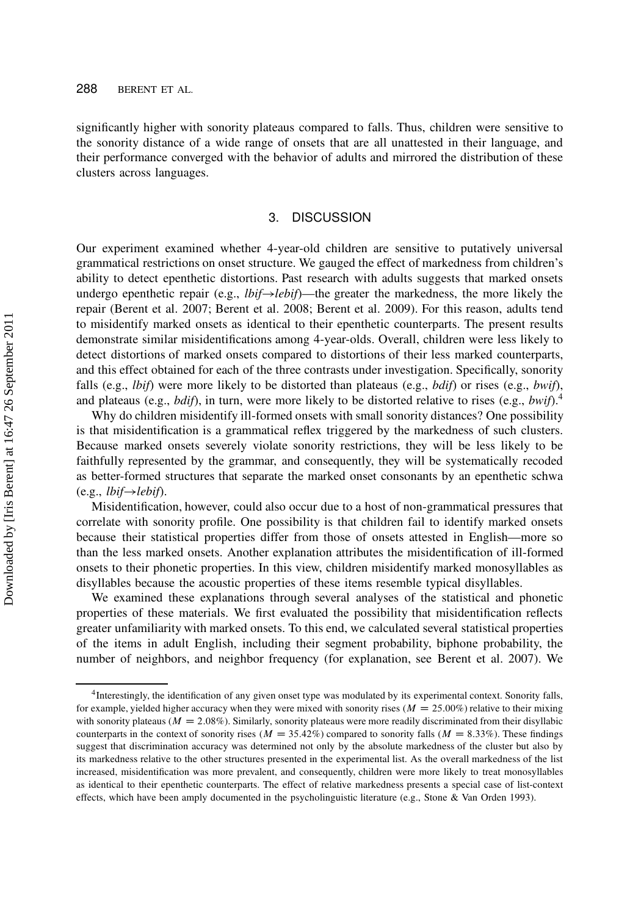significantly higher with sonority plateaus compared to falls. Thus, children were sensitive to the sonority distance of a wide range of onsets that are all unattested in their language, and their performance converged with the behavior of adults and mirrored the distribution of these clusters across languages.

## 3. DISCUSSION

Our experiment examined whether 4-year-old children are sensitive to putatively universal grammatical restrictions on onset structure. We gauged the effect of markedness from children's ability to detect epenthetic distortions. Past research with adults suggests that marked onsets undergo epenthetic repair (e.g., *lbif*→*lebif*)—the greater the markedness, the more likely the repair (Berent et al. 2007; Berent et al. 2008; Berent et al. 2009). For this reason, adults tend to misidentify marked onsets as identical to their epenthetic counterparts. The present results demonstrate similar misidentifications among 4-year-olds. Overall, children were less likely to detect distortions of marked onsets compared to distortions of their less marked counterparts, and this effect obtained for each of the three contrasts under investigation. Specifically, sonority falls (e.g., *lbif*) were more likely to be distorted than plateaus (e.g., *bdif*) or rises (e.g., *bwif*), and plateaus (e.g., *bdif*), in turn, were more likely to be distorted relative to rises (e.g., *bwif*).[4]

Why do children misidentify ill-formed onsets with small sonority distances? One possibility is that misidentification is a grammatical reflex triggered by the markedness of such clusters. Because marked onsets severely violate sonority restrictions, they will be less likely to be faithfully represented by the grammar, and consequently, they will be systematically recoded as better-formed structures that separate the marked onset consonants by an epenthetic schwa (e.g., *lbif*→*lebif*).

Misidentification, however, could also occur due to a host of non-grammatical pressures that correlate with sonority profile. One possibility is that children fail to identify marked onsets because their statistical properties differ from those of onsets attested in English—more so than the less marked onsets. Another explanation attributes the misidentification of ill-formed onsets to their phonetic properties. In this view, children misidentify marked monosyllables as disyllables because the acoustic properties of these items resemble typical disyllables.

We examined these explanations through several analyses of the statistical and phonetic properties of these materials. We first evaluated the possibility that misidentification reflects greater unfamiliarity with marked onsets. To this end, we calculated several statistical properties of the items in adult English, including their segment probability, biphone probability, the number of neighbors, and neighbor frequency (for explanation, see Berent et al. 2007). We

---

[4]Interestingly, the identification of any given onset type was modulated by its experimental context. Sonority falls, for example, yielded higher accuracy when they were mixed with sonority rises ($M = 25.00\%$) relative to their mixing with sonority plateaus ($M = 2.08\%$). Similarly, sonority plateaus were more readily discriminated from their disyllabic counterparts in the context of sonority rises ($M = 35.42\%$) compared to sonority falls ($M = 8.33\%$). These findings suggest that discrimination accuracy was determined not only by the absolute markedness of the cluster but also by its markedness relative to the other structures presented in the experimental list. As the overall markedness of the list increased, misidentification was more prevalent, and consequently, children were more likely to treat monosyllables as identical to their epenthetic counterparts. The effect of relative markedness presents a special case of list-context effects, which have been amply documented in the psycholinguistic literature (e.g., Stone & Van Orden 1993).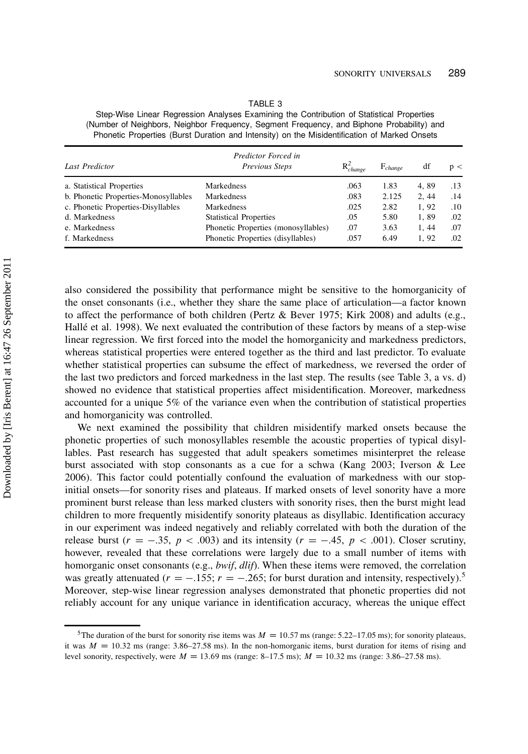TABLE 3
Step-Wise Linear Regression Analyses Examining the Contribution of Statistical Properties (Number of Neighbors, Neighbor Frequency, Segment Frequency, and Biphone Probability) and Phonetic Properties (Burst Duration and Intensity) on the Misidentification of Marked Onsets

| *Last Predictor* | *Predictor Forced in Previous Steps* | $R^2_{change}$ | $F_{change}$ | df | p < |
|---|---|---|---|---|---|
| a. Statistical Properties | Markedness | .063 | 1.83 | 4, 89 | .13 |
| b. Phonetic Properties-Monosyllables | Markedness | .083 | 2.125 | 2, 44 | .14 |
| c. Phonetic Properties-Disyllables | Markedness | .025 | 2.82 | 1, 92 | .10 |
| d. Markedness | Statistical Properties | .05 | 5.80 | 1, 89 | .02 |
| e. Markedness | Phonetic Properties (monosyllables) | .07 | 3.63 | 1, 44 | .07 |
| f. Markedness | Phonetic Properties (disyllables) | .057 | 6.49 | 1, 92 | .02 |

also considered the possibility that performance might be sensitive to the homorganicity of the onset consonants (i.e., whether they share the same place of articulation—a factor known to affect the performance of both children (Pertz & Bever 1975; Kirk 2008) and adults (e.g., Hallé et al. 1998). We next evaluated the contribution of these factors by means of a step-wise linear regression. We first forced into the model the homorganicity and markedness predictors, whereas statistical properties were entered together as the third and last predictor. To evaluate whether statistical properties can subsume the effect of markedness, we reversed the order of the last two predictors and forced markedness in the last step. The results (see Table 3, a vs. d) showed no evidence that statistical properties affect misidentification. Moreover, markedness accounted for a unique 5% of the variance even when the contribution of statistical properties and homorganicity was controlled.

We next examined the possibility that children misidentify marked onsets because the phonetic properties of such monosyllables resemble the acoustic properties of typical disyllables. Past research has suggested that adult speakers sometimes misinterpret the release burst associated with stop consonants as a cue for a schwa (Kang 2003; Iverson & Lee 2006). This factor could potentially confound the evaluation of markedness with our stop-initial onsets—for sonority rises and plateaus. If marked onsets of level sonority have a more prominent burst release than less marked clusters with sonority rises, then the burst might lead children to more frequently misidentify sonority plateaus as disyllabic. Identification accuracy in our experiment was indeed negatively and reliably correlated with both the duration of the release burst ($r = -.35$, $p < .003$) and its intensity ($r = -.45$, $p < .001$). Closer scrutiny, however, revealed that these correlations were largely due to a small number of items with homorganic onset consonants (e.g., *bwif*, *dlif*). When these items were removed, the correlation was greatly attenuated ($r = -.155$; $r = -.265$; for burst duration and intensity, respectively).[5] Moreover, step-wise linear regression analyses demonstrated that phonetic properties did not reliably account for any unique variance in identification accuracy, whereas the unique effect

[5] The duration of the burst for sonority rise items was $M = 10.57$ ms (range: 5.22–17.05 ms); for sonority plateaus, it was $M = 10.32$ ms (range: 3.86–27.58 ms). In the non-homorganic items, burst duration for items of rising and level sonority, respectively, were $M = 13.69$ ms (range: 8–17.5 ms); $M = 10.32$ ms (range: 3.86–27.58 ms).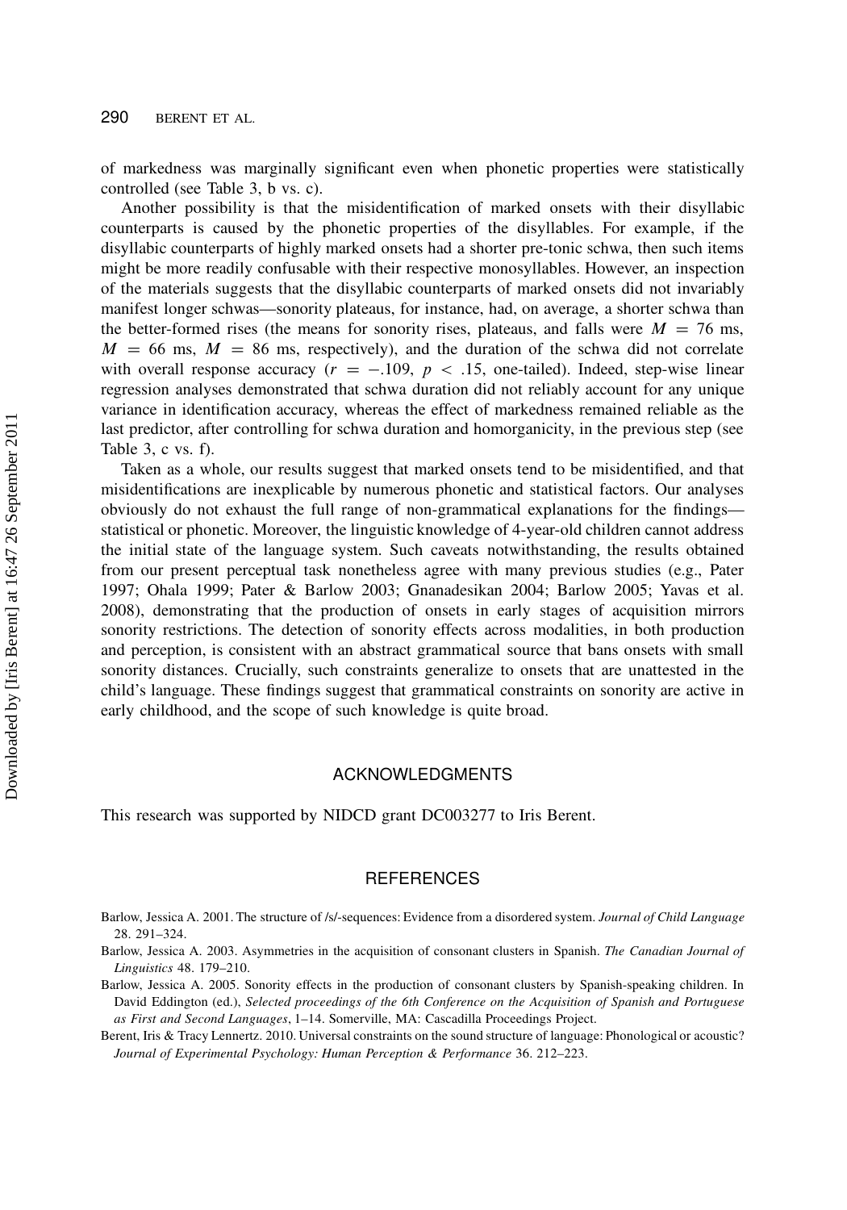of markedness was marginally significant even when phonetic properties were statistically controlled (see Table 3, b vs. c).

Another possibility is that the misidentification of marked onsets with their disyllabic counterparts is caused by the phonetic properties of the disyllables. For example, if the disyllabic counterparts of highly marked onsets had a shorter pre-tonic schwa, then such items might be more readily confusable with their respective monosyllables. However, an inspection of the materials suggests that the disyllabic counterparts of marked onsets did not invariably manifest longer schwas—sonority plateaus, for instance, had, on average, a shorter schwa than the better-formed rises (the means for sonority rises, plateaus, and falls were $M = 76$ ms, $M = 66$ ms, $M = 86$ ms, respectively), and the duration of the schwa did not correlate with overall response accuracy ($r = -.109$, $p < .15$, one-tailed). Indeed, step-wise linear regression analyses demonstrated that schwa duration did not reliably account for any unique variance in identification accuracy, whereas the effect of markedness remained reliable as the last predictor, after controlling for schwa duration and homorganicity, in the previous step (see Table 3, c vs. f).

Taken as a whole, our results suggest that marked onsets tend to be misidentified, and that misidentifications are inexplicable by numerous phonetic and statistical factors. Our analyses obviously do not exhaust the full range of non-grammatical explanations for the findings—statistical or phonetic. Moreover, the linguistic knowledge of 4-year-old children cannot address the initial state of the language system. Such caveats notwithstanding, the results obtained from our present perceptual task nonetheless agree with many previous studies (e.g., Pater 1997; Ohala 1999; Pater & Barlow 2003; Gnanadesikan 2004; Barlow 2005; Yavas et al. 2008), demonstrating that the production of onsets in early stages of acquisition mirrors sonority restrictions. The detection of sonority effects across modalities, in both production and perception, is consistent with an abstract grammatical source that bans onsets with small sonority distances. Crucially, such constraints generalize to onsets that are unattested in the child's language. These findings suggest that grammatical constraints on sonority are active in early childhood, and the scope of such knowledge is quite broad.

## ACKNOWLEDGMENTS

This research was supported by NIDCD grant DC003277 to Iris Berent.

## REFERENCES

Barlow, Jessica A. 2001. The structure of /s/-sequences: Evidence from a disordered system. *Journal of Child Language* 28. 291–324.

Barlow, Jessica A. 2003. Asymmetries in the acquisition of consonant clusters in Spanish. *The Canadian Journal of Linguistics* 48. 179–210.

Barlow, Jessica A. 2005. Sonority effects in the production of consonant clusters by Spanish-speaking children. In David Eddington (ed.), *Selected proceedings of the 6th Conference on the Acquisition of Spanish and Portuguese as First and Second Languages*, 1–14. Somerville, MA: Cascadilla Proceedings Project.

Berent, Iris & Tracy Lennertz. 2010. Universal constraints on the sound structure of language: Phonological or acoustic? *Journal of Experimental Psychology: Human Perception & Performance* 36. 212–223.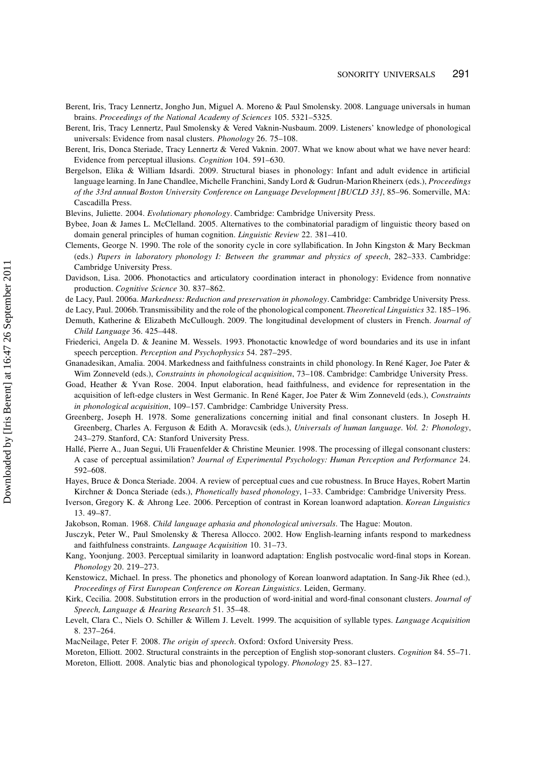Berent, Iris, Tracy Lennertz, Jongho Jun, Miguel A. Moreno & Paul Smolensky. 2008. Language universals in human brains. *Proceedings of the National Academy of Sciences* 105. 5321–5325.

Berent, Iris, Tracy Lennertz, Paul Smolensky & Vered Vaknin-Nusbaum. 2009. Listeners' knowledge of phonological universals: Evidence from nasal clusters. *Phonology* 26. 75–108.

Berent, Iris, Donca Steriade, Tracy Lennertz & Vered Vaknin. 2007. What we know about what we have never heard: Evidence from perceptual illusions. *Cognition* 104. 591–630.

Bergelson, Elika & William Idsardi. 2009. Structural biases in phonology: Infant and adult evidence in artificial language learning. In Jane Chandlee, Michelle Franchini, Sandy Lord & Gudrun-Marion Rheinerx (eds.), *Proceedings of the 33rd annual Boston University Conference on Language Development [BUCLD 33]*, 85–96. Somerville, MA: Cascadilla Press.

Blevins, Juliette. 2004. *Evolutionary phonology*. Cambridge: Cambridge University Press.

Bybee, Joan & James L. McClelland. 2005. Alternatives to the combinatorial paradigm of linguistic theory based on domain general principles of human cognition. *Linguistic Review* 22. 381–410.

Clements, George N. 1990. The role of the sonority cycle in core syllabification. In John Kingston & Mary Beckman (eds.) *Papers in laboratory phonology I: Between the grammar and physics of speech*, 282–333. Cambridge: Cambridge University Press.

Davidson, Lisa. 2006. Phonotactics and articulatory coordination interact in phonology: Evidence from nonnative production. *Cognitive Science* 30. 837–862.

de Lacy, Paul. 2006a. *Markedness: Reduction and preservation in phonology*. Cambridge: Cambridge University Press.

de Lacy, Paul. 2006b. Transmissibility and the role of the phonological component. *Theoretical Linguistics* 32. 185–196.

Demuth, Katherine & Elizabeth McCullough. 2009. The longitudinal development of clusters in French. *Journal of Child Language* 36. 425–448.

Friederici, Angela D. & Jeanine M. Wessels. 1993. Phonotactic knowledge of word boundaries and its use in infant speech perception. *Perception and Psychophysics* 54. 287–295.

Gnanadesikan, Amalia. 2004. Markedness and faithfulness constraints in child phonology. In René Kager, Joe Pater & Wim Zonneveld (eds.), *Constraints in phonological acquisition*, 73–108. Cambridge: Cambridge University Press.

Goad, Heather & Yvan Rose. 2004. Input elaboration, head faithfulness, and evidence for representation in the acquisition of left-edge clusters in West Germanic. In René Kager, Joe Pater & Wim Zonneveld (eds.), *Constraints in phonological acquisition*, 109–157. Cambridge: Cambridge University Press.

Greenberg, Joseph H. 1978. Some generalizations concerning initial and final consonant clusters. In Joseph H. Greenberg, Charles A. Ferguson & Edith A. Moravcsik (eds.), *Universals of human language. Vol. 2: Phonology*, 243–279. Stanford, CA: Stanford University Press.

Hallé, Pierre A., Juan Segui, Uli Frauenfelder & Christine Meunier. 1998. The processing of illegal consonant clusters: A case of perceptual assimilation? *Journal of Experimental Psychology: Human Perception and Performance* 24. 592–608.

Hayes, Bruce & Donca Steriade. 2004. A review of perceptual cues and cue robustness. In Bruce Hayes, Robert Martin Kirchner & Donca Steriade (eds.), *Phonetically based phonology*, 1–33. Cambridge: Cambridge University Press.

Iverson, Gregory K. & Ahrong Lee. 2006. Perception of contrast in Korean loanword adaptation. *Korean Linguistics* 13. 49–87.

Jakobson, Roman. 1968. *Child language aphasia and phonological universals*. The Hague: Mouton.

Jusczyk, Peter W., Paul Smolensky & Theresa Allocco. 2002. How English-learning infants respond to markedness and faithfulness constraints. *Language Acquisition* 10. 31–73.

Kang, Yoonjung. 2003. Perceptual similarity in loanword adaptation: English postvocalic word-final stops in Korean. *Phonology* 20. 219–273.

Kenstowicz, Michael. In press. The phonetics and phonology of Korean loanword adaptation. In Sang-Jik Rhee (ed.), *Proceedings of First European Conference on Korean Linguistics*. Leiden, Germany.

Kirk, Cecilia. 2008. Substitution errors in the production of word-initial and word-final consonant clusters. *Journal of Speech, Language & Hearing Research* 51. 35–48.

Levelt, Clara C., Niels O. Schiller & Willem J. Levelt. 1999. The acquisition of syllable types. *Language Acquisition* 8. 237–264.

MacNeilage, Peter F. 2008. *The origin of speech*. Oxford: Oxford University Press.

Moreton, Elliott. 2002. Structural constraints in the perception of English stop-sonorant clusters. *Cognition* 84. 55–71.

Moreton, Elliott. 2008. Analytic bias and phonological typology. *Phonology* 25. 83–127.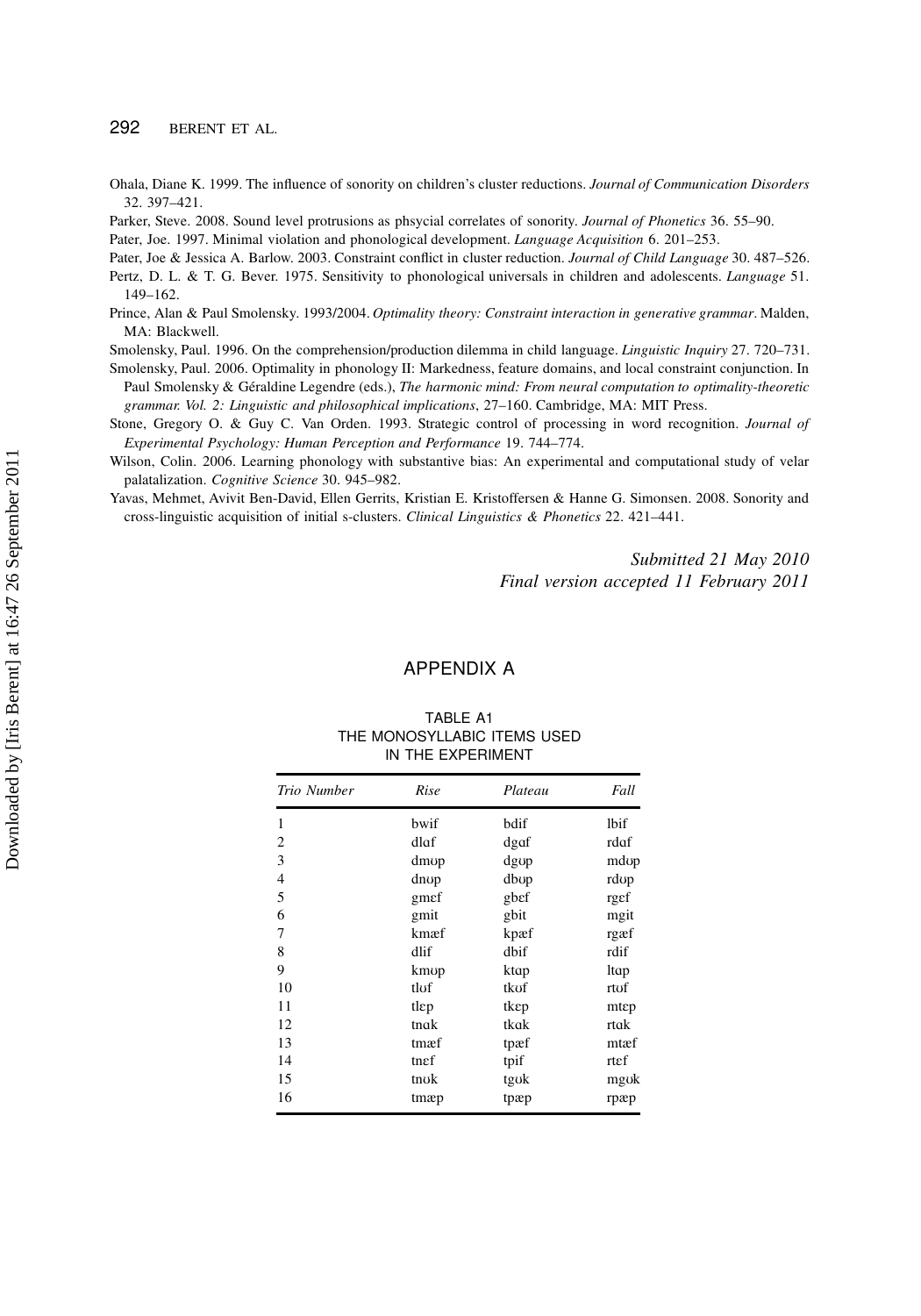Ohala, Diane K. 1999. The influence of sonority on children's cluster reductions. *Journal of Communication Disorders* 32. 397–421.

Parker, Steve. 2008. Sound level protrusions as phsycial correlates of sonority. *Journal of Phonetics* 36. 55–90.

Pater, Joe. 1997. Minimal violation and phonological development. *Language Acquisition* 6. 201–253.

Pater, Joe & Jessica A. Barlow. 2003. Constraint conflict in cluster reduction. *Journal of Child Language* 30. 487–526.

Pertz, D. L. & T. G. Bever. 1975. Sensitivity to phonological universals in children and adolescents. *Language* 51. 149–162.

Prince, Alan & Paul Smolensky. 1993/2004. *Optimality theory: Constraint interaction in generative grammar*. Malden, MA: Blackwell.

Smolensky, Paul. 1996. On the comprehension/production dilemma in child language. *Linguistic Inquiry* 27. 720–731.

Smolensky, Paul. 2006. Optimality in phonology II: Markedness, feature domains, and local constraint conjunction. In Paul Smolensky & Géraldine Legendre (eds.), *The harmonic mind: From neural computation to optimality-theoretic grammar. Vol. 2: Linguistic and philosophical implications*, 27–160. Cambridge, MA: MIT Press.

Stone, Gregory O. & Guy C. Van Orden. 1993. Strategic control of processing in word recognition. *Journal of Experimental Psychology: Human Perception and Performance* 19. 744–774.

Wilson, Colin. 2006. Learning phonology with substantive bias: An experimental and computational study of velar palatalization. *Cognitive Science* 30. 945–982.

Yavas, Mehmet, Avivit Ben-David, Ellen Gerrits, Kristian E. Kristoffersen & Hanne G. Simonsen. 2008. Sonority and cross-linguistic acquisition of initial s-clusters. *Clinical Linguistics & Phonetics* 22. 421–441.

*Submitted 21 May 2010*
*Final version accepted 11 February 2011*

## APPENDIX A

TABLE A1
THE MONOSYLLABIC ITEMS USED IN THE EXPERIMENT

| *Trio Number* | *Rise* | *Plateau* | *Fall* |
|---|---|---|---|
| 1 | bwif | bdif | lbif |
| 2 | dlɑf | dgɑf | rdɑf |
| 3 | dmʊp | dgʊp | mdʊp |
| 4 | dnʊp | dbʊp | rdʊp |
| 5 | gmɛf | gbɛf | rgɛf |
| 6 | gmit | gbit | mgit |
| 7 | kmæf | kpæf | rgæf |
| 8 | dlif | dbif | rdif |
| 9 | kmʊp | ktɑp | ltɑp |
| 10 | tlʊf | tkʊf | rtʊf |
| 11 | tlɛp | tkɛp | mtɛp |
| 12 | tnɑk | tkɑk | rtɑk |
| 13 | tmæf | tpæf | mtæf |
| 14 | tnɛf | tpif | rtɛf |
| 15 | tnʊk | tgʊk | mgʊk |
| 16 | tmæp | tpæp | rpæp |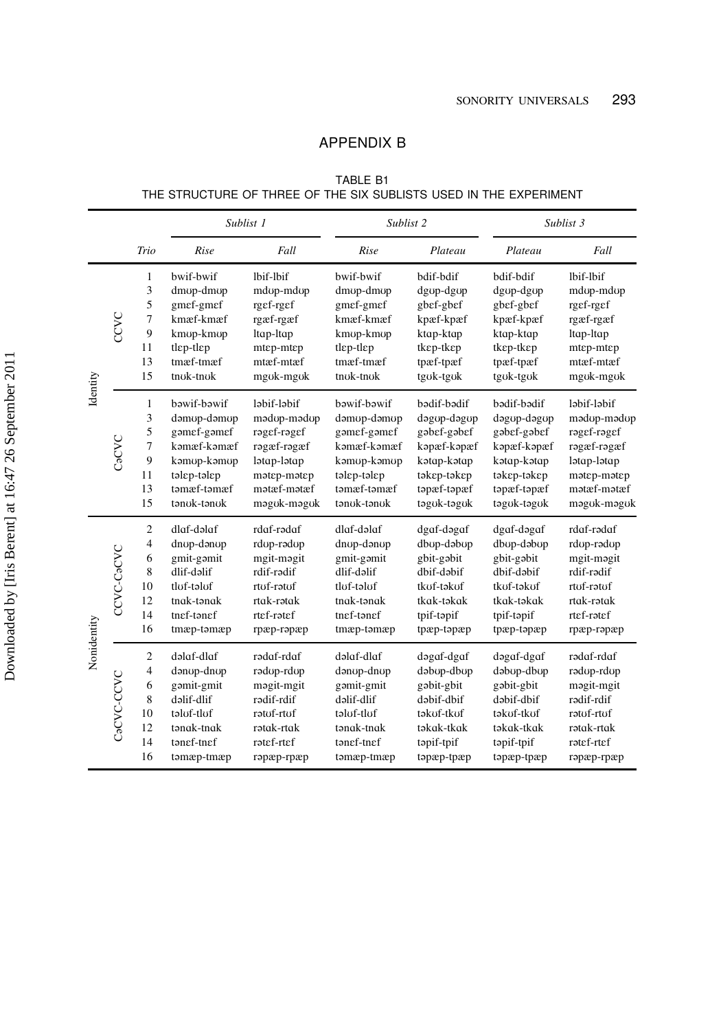# APPENDIX B

TABLE B1
THE STRUCTURE OF THREE OF THE SIX SUBLISTS USED IN THE EXPERIMENT

| | | | *Sublist 1* | | *Sublist 2* | | *Sublist 3* | |
|---|---|---|---|---|---|---|---|---|
| | | *Trio* | *Rise* | *Fall* | *Rise* | *Plateau* | *Plateau* | *Fall* |
| Identity | CCVC | 1 | bwif-bwif | lbif-lbif | bwif-bwif | bdif-bdif | bdif-bdif | lbif-lbif |
| | | 3 | dmʊp-dmʊp | mdʊp-mdʊp | dmʊp-dmʊp | dgʊp-dgʊp | dgʊp-dgʊp | mdʊp-mdʊp |
| | | 5 | gmɛf-gmɛf | rgɛf-rgɛf | gmɛf-gmɛf | gbɛf-gbɛf | gbɛf-gbɛf | rgɛf-rgɛf |
| | | 7 | kmæf-kmæf | rgæf-rgæf | kmæf-kmæf | kpæf-kpæf | kpæf-kpæf | rgæf-rgæf |
| | | 9 | kmʊp-kmʊp | ltɑp-ltɑp | kmʊp-kmʊp | ktɑp-ktɑp | ktɑp-ktɑp | ltɑp-ltɑp |
| | | 11 | tlɛp-tlɛp | mtɛp-mtɛp | tlɛp-tlɛp | tkɛp-tkɛp | tkɛp-tkɛp | mtɛp-mtɛp |
| | | 13 | tmæf-tmæf | mtæf-mtæf | tmæf-tmæf | tpæf-tpæf | tpæf-tpæf | mtæf-mtæf |
| | | 15 | tnʊk-tnʊk | mgʊk-mgʊk | tnʊk-tnʊk | tgʊk-tgʊk | tgʊk-tgʊk | mgʊk-mgʊk |
| | CəCVC | 1 | bəwif-bəwif | ləbif-ləbif | bəwif-bəwif | bədif-bədif | bədif-bədif | ləbif-ləbif |
| | | 3 | dəmʊp-dəmʊp | mədʊp-mədʊp | dəmʊp-dəmʊp | dəgʊp-dəgʊp | dəgʊp-dəgʊp | mədʊp-mədʊp |
| | | 5 | gəmɛf-gəmɛf | rəgɛf-rəgɛf | gəmɛf-gəmɛf | gəbɛf-gəbɛf | gəbɛf-gəbɛf | rəgɛf-rəgɛf |
| | | 7 | kəmæf-kəmæf | rəgæf-rəgæf | kəmæf-kəmæf | kəpæf-kəpæf | kəpæf-kəpæf | rəgæf-rəgæf |
| | | 9 | kəmʊp-kəmʊp | lətɑp-lətɑp | kəmʊp-kəmʊp | kətɑp-kətɑp | kətɑp-kətɑp | lətɑp-lətɑp |
| | | 11 | təlɛp-təlɛp | mətɛp-mətɛp | təlɛp-təlɛp | təkɛp-təkɛp | təkɛp-təkɛp | mətɛp-mətɛp |
| | | 13 | təmæf-təmæf | mətæf-mətæf | təmæf-təmæf | təpæf-təpæf | təpæf-təpæf | mətæf-mətæf |
| | | 15 | tənʊk-tənʊk | məgʊk-məgʊk | tənʊk-tənʊk | təgʊk-təgʊk | təgʊk-təgʊk | məgʊk-məgʊk |
| Nonidentity | CCVC-CəCVC | 2 | dlɑf-dəlɑf | rdɑf-rədɑf | dlɑf-dəlɑf | dgɑf-dəgɑf | dgɑf-dəgɑf | rdɑf-rədɑf |
| | | 4 | dnʊp-dənʊp | rdʊp-rədʊp | dnʊp-dənʊp | dbʊp-dəbʊp | dbʊp-dəbʊp | rdʊp-rədʊp |
| | | 6 | gmit-gəmit | mgit-məgit | gmit-gəmit | gbit-gəbit | gbit-gəbit | mgit-məgit |
| | | 8 | dlif-dəlif | rdif-rədif | dlif-dəlif | dbif-dəbif | dbif-dəbif | rdif-rədif |
| | | 10 | tlʊf-təlʊf | rtʊf-rətʊf | tlʊf-təlʊf | tkʊf-təkʊf | tkʊf-təkʊf | rtʊf-rətʊf |
| | | 12 | tnɑk-tənɑk | rtɑk-rətɑk | tnɑk-tənɑk | tkɑk-təkɑk | tkɑk-təkɑk | rtɑk-rətɑk |
| | | 14 | tnɛf-tənɛf | rtɛf-rətɛf | tnɛf-tənɛf | tpif-təpif | tpif-təpif | rtɛf-rətɛf |
| | | 16 | tmæp-təmæp | rpæp-rəpæp | tmæp-təmæp | tpæp-təpæp | tpæp-təpæp | rpæp-rəpæp |
| | CəCVC-CCVC | 2 | dəlɑf-dlɑf | rədɑf-rdɑf | dəlɑf-dlɑf | dəgɑf-dgɑf | dəgɑf-dgɑf | rədɑf-rdɑf |
| | | 4 | dənʊp-dnʊp | rədʊp-rdʊp | dənʊp-dnʊp | dəbʊp-dbʊp | dəbʊp-dbʊp | rədʊp-rdʊp |
| | | 6 | gəmit-gmit | məgit-mgit | gəmit-gmit | gəbit-gbit | gəbit-gbit | məgit-mgit |
| | | 8 | dəlif-dlif | rədif-rdif | dəlif-dlif | dəbif-dbif | dəbif-dbif | rədif-rdif |
| | | 10 | təlʊf-tlʊf | rətʊf-rtʊf | təlʊf-tlʊf | təkʊf-tkʊf | təkʊf-tkʊf | rətʊf-rtʊf |
| | | 12 | tənɑk-tnɑk | rətɑk-rtɑk | tənɑk-tnɑk | təkɑk-tkɑk | təkɑk-tkɑk | rətɑk-rtɑk |
| | | 14 | tənɛf-tnɛf | rətɛf-rtɛf | tənɛf-tnɛf | təpif-tpif | təpif-tpif | rətɛf-rtɛf |
| | | 16 | təmæp-tmæp | rəpæp-rpæp | təmæp-tmæp | təpæp-tpæp | təpæp-tpæp | rəpæp-rpæp |